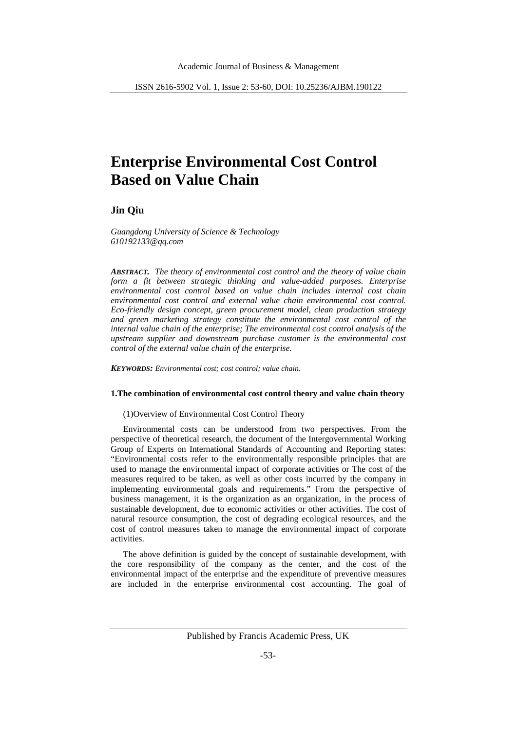# Enterprise Environmental Cost Control Based on Value Chain

**Jin Qiu**

*Guangdong University of Science & Technology*
*610192133@qq.com*

***ABSTRACT.*** *The theory of environmental cost control and the theory of value chain form a fit between strategic thinking and value-added purposes. Enterprise environmental cost control based on value chain includes internal cost chain environmental cost control and external value chain environmental cost control. Eco-friendly design concept, green procurement model, clean production strategy and green marketing strategy constitute the environmental cost control of the internal value chain of the enterprise; The environmental cost control analysis of the upstream supplier and downstream purchase customer is the environmental cost control of the external value chain of the enterprise.*

***KEYWORDS:*** *Environmental cost; cost control; value chain.*

## 1.The combination of environmental cost control theory and value chain theory

(1)Overview of Environmental Cost Control Theory

Environmental costs can be understood from two perspectives. From the perspective of theoretical research, the document of the Intergovernmental Working Group of Experts on International Standards of Accounting and Reporting states: “Environmental costs refer to the environmentally responsible principles that are used to manage the environmental impact of corporate activities or The cost of the measures required to be taken, as well as other costs incurred by the company in implementing environmental goals and requirements.” From the perspective of business management, it is the organization as an organization, in the process of sustainable development, due to economic activities or other activities. The cost of natural resource consumption, the cost of degrading ecological resources, and the cost of control measures taken to manage the environmental impact of corporate activities.

The above definition is guided by the concept of sustainable development, with the core responsibility of the company as the center, and the cost of the environmental impact of the enterprise and the expenditure of preventive measures are included in the enterprise environmental cost accounting. The goal of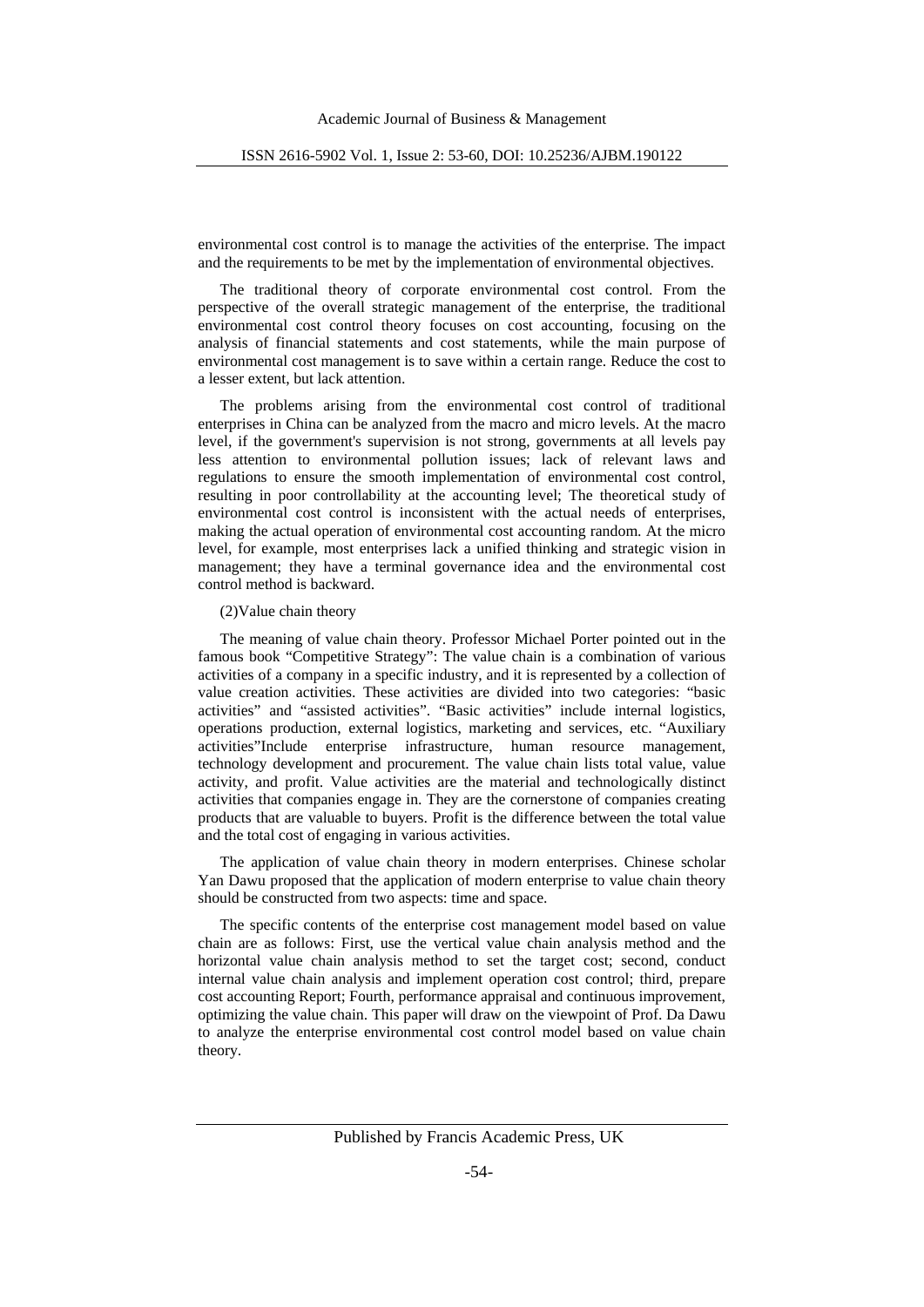environmental cost control is to manage the activities of the enterprise. The impact and the requirements to be met by the implementation of environmental objectives.

The traditional theory of corporate environmental cost control. From the perspective of the overall strategic management of the enterprise, the traditional environmental cost control theory focuses on cost accounting, focusing on the analysis of financial statements and cost statements, while the main purpose of environmental cost management is to save within a certain range. Reduce the cost to a lesser extent, but lack attention.

The problems arising from the environmental cost control of traditional enterprises in China can be analyzed from the macro and micro levels. At the macro level, if the government's supervision is not strong, governments at all levels pay less attention to environmental pollution issues; lack of relevant laws and regulations to ensure the smooth implementation of environmental cost control, resulting in poor controllability at the accounting level; The theoretical study of environmental cost control is inconsistent with the actual needs of enterprises, making the actual operation of environmental cost accounting random. At the micro level, for example, most enterprises lack a unified thinking and strategic vision in management; they have a terminal governance idea and the environmental cost control method is backward.

(2)Value chain theory

The meaning of value chain theory. Professor Michael Porter pointed out in the famous book "Competitive Strategy": The value chain is a combination of various activities of a company in a specific industry, and it is represented by a collection of value creation activities. These activities are divided into two categories: "basic activities" and "assisted activities". "Basic activities" include internal logistics, operations production, external logistics, marketing and services, etc. "Auxiliary activities"Include enterprise infrastructure, human resource management, technology development and procurement. The value chain lists total value, value activity, and profit. Value activities are the material and technologically distinct activities that companies engage in. They are the cornerstone of companies creating products that are valuable to buyers. Profit is the difference between the total value and the total cost of engaging in various activities.

The application of value chain theory in modern enterprises. Chinese scholar Yan Dawu proposed that the application of modern enterprise to value chain theory should be constructed from two aspects: time and space.

The specific contents of the enterprise cost management model based on value chain are as follows: First, use the vertical value chain analysis method and the horizontal value chain analysis method to set the target cost; second, conduct internal value chain analysis and implement operation cost control; third, prepare cost accounting Report; Fourth, performance appraisal and continuous improvement, optimizing the value chain. This paper will draw on the viewpoint of Prof. Da Dawu to analyze the enterprise environmental cost control model based on value chain theory.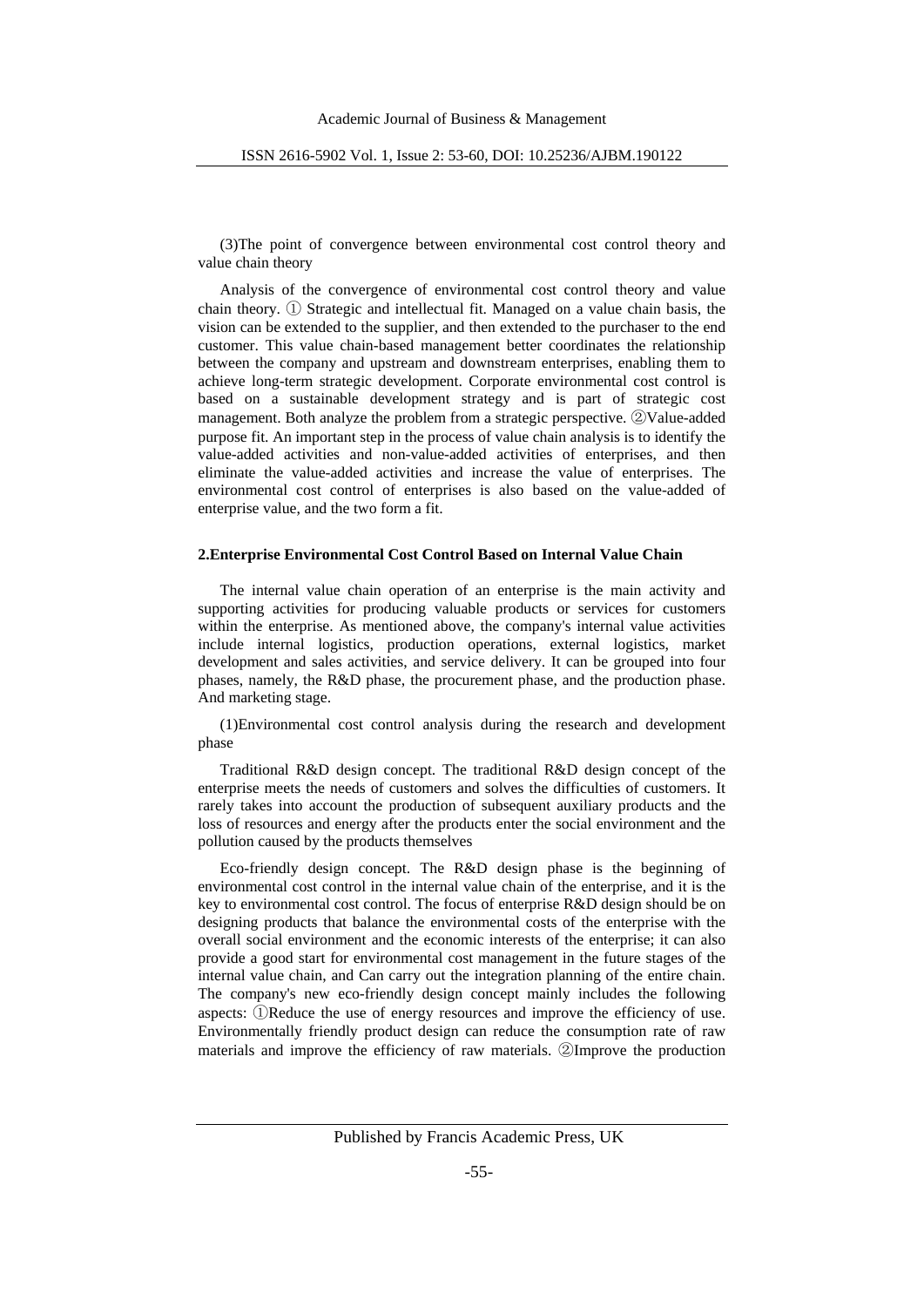(3)The point of convergence between environmental cost control theory and value chain theory

Analysis of the convergence of environmental cost control theory and value chain theory. ① Strategic and intellectual fit. Managed on a value chain basis, the vision can be extended to the supplier, and then extended to the purchaser to the end customer. This value chain-based management better coordinates the relationship between the company and upstream and downstream enterprises, enabling them to achieve long-term strategic development. Corporate environmental cost control is based on a sustainable development strategy and is part of strategic cost management. Both analyze the problem from a strategic perspective. ②Value-added purpose fit. An important step in the process of value chain analysis is to identify the value-added activities and non-value-added activities of enterprises, and then eliminate the value-added activities and increase the value of enterprises. The environmental cost control of enterprises is also based on the value-added of enterprise value, and the two form a fit.

## 2.Enterprise Environmental Cost Control Based on Internal Value Chain

The internal value chain operation of an enterprise is the main activity and supporting activities for producing valuable products or services for customers within the enterprise. As mentioned above, the company's internal value activities include internal logistics, production operations, external logistics, market development and sales activities, and service delivery. It can be grouped into four phases, namely, the R&D phase, the procurement phase, and the production phase. And marketing stage.

(1)Environmental cost control analysis during the research and development phase

Traditional R&D design concept. The traditional R&D design concept of the enterprise meets the needs of customers and solves the difficulties of customers. It rarely takes into account the production of subsequent auxiliary products and the loss of resources and energy after the products enter the social environment and the pollution caused by the products themselves

Eco-friendly design concept. The R&D design phase is the beginning of environmental cost control in the internal value chain of the enterprise, and it is the key to environmental cost control. The focus of enterprise R&D design should be on designing products that balance the environmental costs of the enterprise with the overall social environment and the economic interests of the enterprise; it can also provide a good start for environmental cost management in the future stages of the internal value chain, and Can carry out the integration planning of the entire chain. The company's new eco-friendly design concept mainly includes the following aspects: ①Reduce the use of energy resources and improve the efficiency of use. Environmentally friendly product design can reduce the consumption rate of raw materials and improve the efficiency of raw materials. ②Improve the production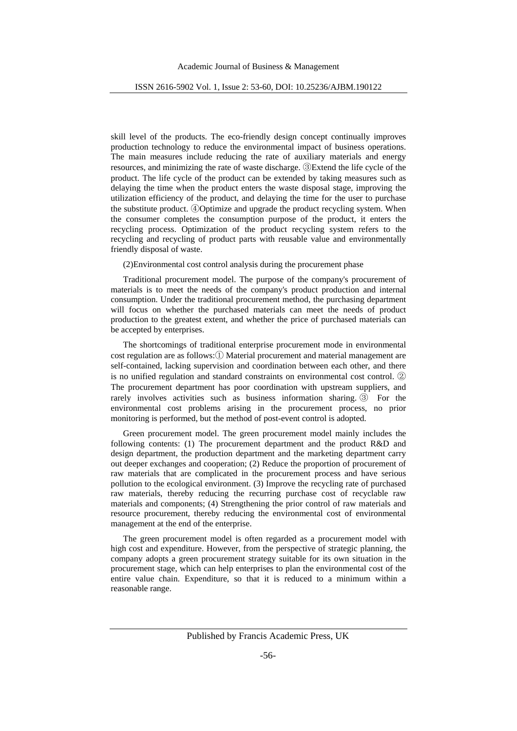skill level of the products. The eco-friendly design concept continually improves production technology to reduce the environmental impact of business operations. The main measures include reducing the rate of auxiliary materials and energy resources, and minimizing the rate of waste discharge. ③Extend the life cycle of the product. The life cycle of the product can be extended by taking measures such as delaying the time when the product enters the waste disposal stage, improving the utilization efficiency of the product, and delaying the time for the user to purchase the substitute product. ④Optimize and upgrade the product recycling system. When the consumer completes the consumption purpose of the product, it enters the recycling process. Optimization of the product recycling system refers to the recycling and recycling of product parts with reusable value and environmentally friendly disposal of waste.

(2)Environmental cost control analysis during the procurement phase

Traditional procurement model. The purpose of the company's procurement of materials is to meet the needs of the company's product production and internal consumption. Under the traditional procurement method, the purchasing department will focus on whether the purchased materials can meet the needs of product production to the greatest extent, and whether the price of purchased materials can be accepted by enterprises.

The shortcomings of traditional enterprise procurement mode in environmental cost regulation are as follows:① Material procurement and material management are self-contained, lacking supervision and coordination between each other, and there is no unified regulation and standard constraints on environmental cost control. ② The procurement department has poor coordination with upstream suppliers, and rarely involves activities such as business information sharing. ③ For the environmental cost problems arising in the procurement process, no prior monitoring is performed, but the method of post-event control is adopted.

Green procurement model. The green procurement model mainly includes the following contents: (1) The procurement department and the product R&D and design department, the production department and the marketing department carry out deeper exchanges and cooperation; (2) Reduce the proportion of procurement of raw materials that are complicated in the procurement process and have serious pollution to the ecological environment. (3) Improve the recycling rate of purchased raw materials, thereby reducing the recurring purchase cost of recyclable raw materials and components; (4) Strengthening the prior control of raw materials and resource procurement, thereby reducing the environmental cost of environmental management at the end of the enterprise.

The green procurement model is often regarded as a procurement model with high cost and expenditure. However, from the perspective of strategic planning, the company adopts a green procurement strategy suitable for its own situation in the procurement stage, which can help enterprises to plan the environmental cost of the entire value chain. Expenditure, so that it is reduced to a minimum within a reasonable range.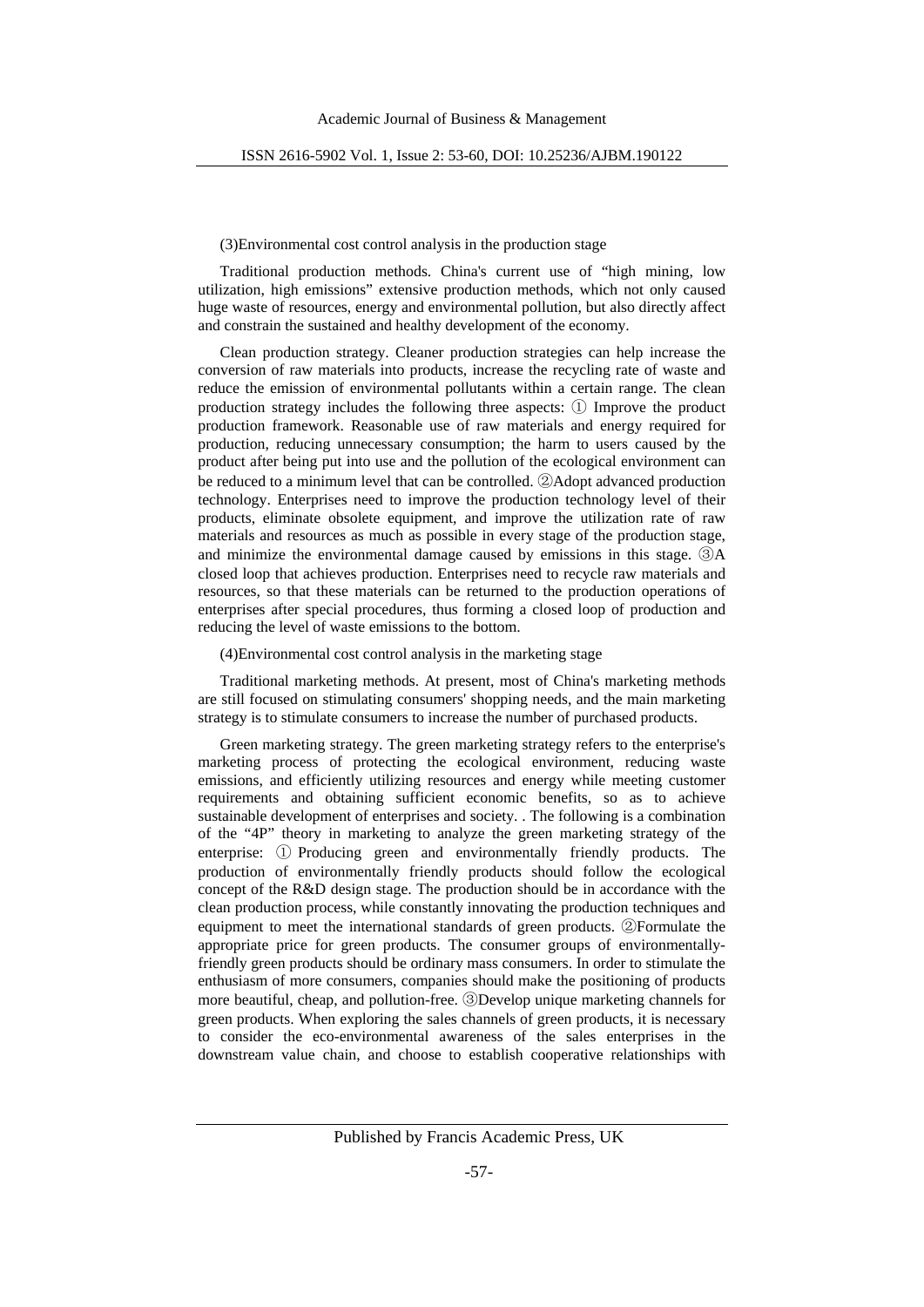(3)Environmental cost control analysis in the production stage

Traditional production methods. China's current use of "high mining, low utilization, high emissions" extensive production methods, which not only caused huge waste of resources, energy and environmental pollution, but also directly affect and constrain the sustained and healthy development of the economy.

Clean production strategy. Cleaner production strategies can help increase the conversion of raw materials into products, increase the recycling rate of waste and reduce the emission of environmental pollutants within a certain range. The clean production strategy includes the following three aspects: ① Improve the product production framework. Reasonable use of raw materials and energy required for production, reducing unnecessary consumption; the harm to users caused by the product after being put into use and the pollution of the ecological environment can be reduced to a minimum level that can be controlled. ②Adopt advanced production technology. Enterprises need to improve the production technology level of their products, eliminate obsolete equipment, and improve the utilization rate of raw materials and resources as much as possible in every stage of the production stage, and minimize the environmental damage caused by emissions in this stage. ③A closed loop that achieves production. Enterprises need to recycle raw materials and resources, so that these materials can be returned to the production operations of enterprises after special procedures, thus forming a closed loop of production and reducing the level of waste emissions to the bottom.

(4)Environmental cost control analysis in the marketing stage

Traditional marketing methods. At present, most of China's marketing methods are still focused on stimulating consumers' shopping needs, and the main marketing strategy is to stimulate consumers to increase the number of purchased products.

Green marketing strategy. The green marketing strategy refers to the enterprise's marketing process of protecting the ecological environment, reducing waste emissions, and efficiently utilizing resources and energy while meeting customer requirements and obtaining sufficient economic benefits, so as to achieve sustainable development of enterprises and society. . The following is a combination of the "4P" theory in marketing to analyze the green marketing strategy of the enterprise: ① Producing green and environmentally friendly products. The production of environmentally friendly products should follow the ecological concept of the R&D design stage. The production should be in accordance with the clean production process, while constantly innovating the production techniques and equipment to meet the international standards of green products. ②Formulate the appropriate price for green products. The consumer groups of environmentally-friendly green products should be ordinary mass consumers. In order to stimulate the enthusiasm of more consumers, companies should make the positioning of products more beautiful, cheap, and pollution-free. ③Develop unique marketing channels for green products. When exploring the sales channels of green products, it is necessary to consider the eco-environmental awareness of the sales enterprises in the downstream value chain, and choose to establish cooperative relationships with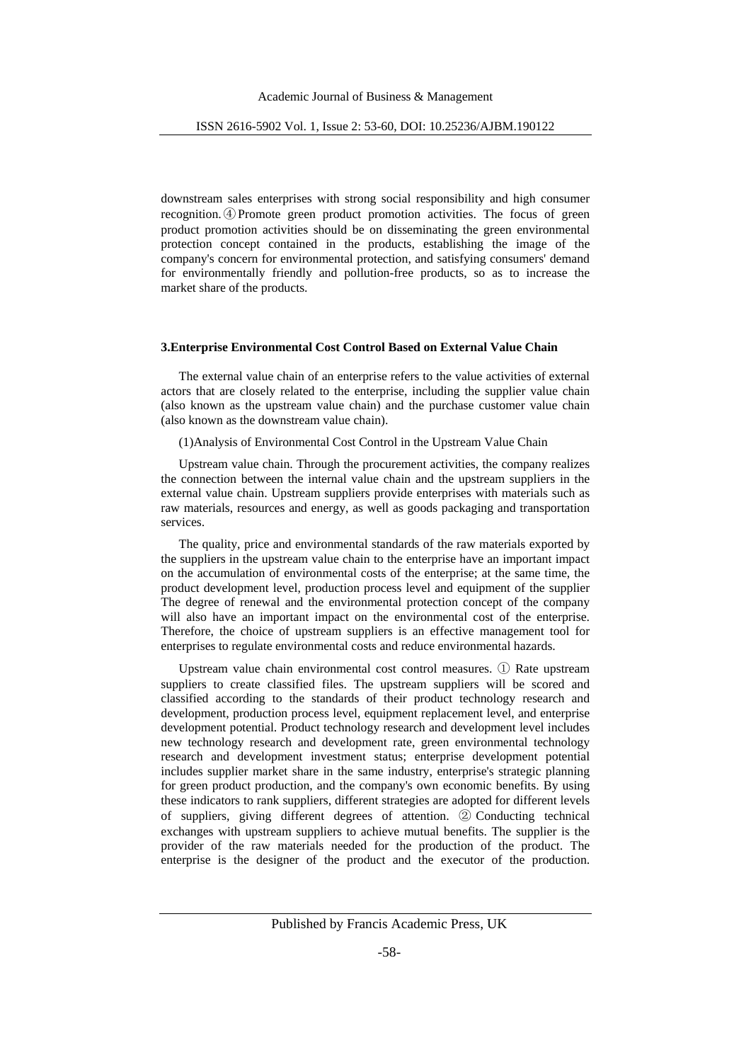downstream sales enterprises with strong social responsibility and high consumer recognition. ④ Promote green product promotion activities. The focus of green product promotion activities should be on disseminating the green environmental protection concept contained in the products, establishing the image of the company's concern for environmental protection, and satisfying consumers' demand for environmentally friendly and pollution-free products, so as to increase the market share of the products.

## 3.Enterprise Environmental Cost Control Based on External Value Chain

The external value chain of an enterprise refers to the value activities of external actors that are closely related to the enterprise, including the supplier value chain (also known as the upstream value chain) and the purchase customer value chain (also known as the downstream value chain).

(1)Analysis of Environmental Cost Control in the Upstream Value Chain

Upstream value chain. Through the procurement activities, the company realizes the connection between the internal value chain and the upstream suppliers in the external value chain. Upstream suppliers provide enterprises with materials such as raw materials, resources and energy, as well as goods packaging and transportation services.

The quality, price and environmental standards of the raw materials exported by the suppliers in the upstream value chain to the enterprise have an important impact on the accumulation of environmental costs of the enterprise; at the same time, the product development level, production process level and equipment of the supplier The degree of renewal and the environmental protection concept of the company will also have an important impact on the environmental cost of the enterprise. Therefore, the choice of upstream suppliers is an effective management tool for enterprises to regulate environmental costs and reduce environmental hazards.

Upstream value chain environmental cost control measures. ① Rate upstream suppliers to create classified files. The upstream suppliers will be scored and classified according to the standards of their product technology research and development, production process level, equipment replacement level, and enterprise development potential. Product technology research and development level includes new technology research and development rate, green environmental technology research and development investment status; enterprise development potential includes supplier market share in the same industry, enterprise's strategic planning for green product production, and the company's own economic benefits. By using these indicators to rank suppliers, different strategies are adopted for different levels of suppliers, giving different degrees of attention. ② Conducting technical exchanges with upstream suppliers to achieve mutual benefits. The supplier is the provider of the raw materials needed for the production of the product. The enterprise is the designer of the product and the executor of the production.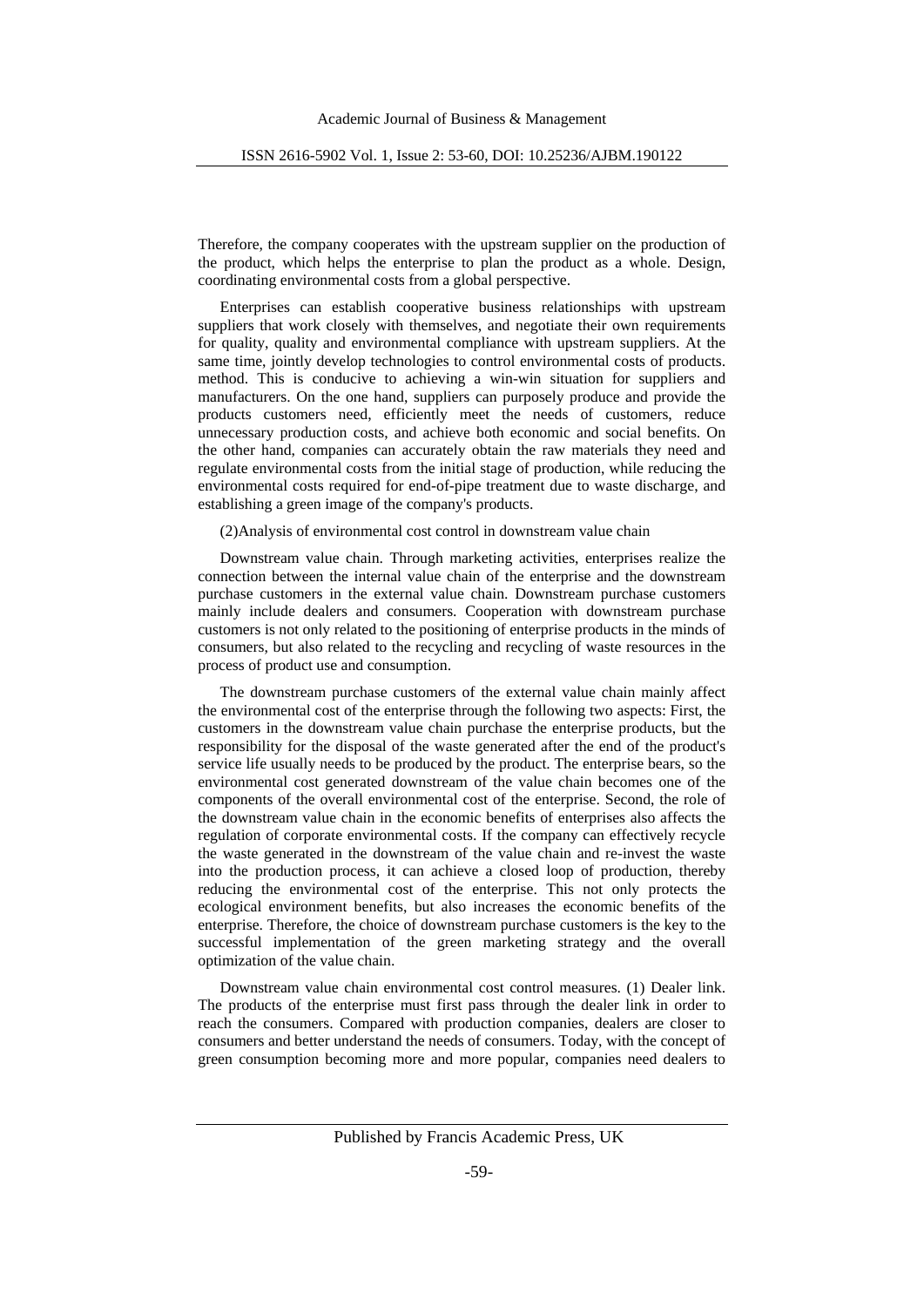Therefore, the company cooperates with the upstream supplier on the production of the product, which helps the enterprise to plan the product as a whole. Design, coordinating environmental costs from a global perspective.

Enterprises can establish cooperative business relationships with upstream suppliers that work closely with themselves, and negotiate their own requirements for quality, quality and environmental compliance with upstream suppliers. At the same time, jointly develop technologies to control environmental costs of products. method. This is conducive to achieving a win-win situation for suppliers and manufacturers. On the one hand, suppliers can purposely produce and provide the products customers need, efficiently meet the needs of customers, reduce unnecessary production costs, and achieve both economic and social benefits. On the other hand, companies can accurately obtain the raw materials they need and regulate environmental costs from the initial stage of production, while reducing the environmental costs required for end-of-pipe treatment due to waste discharge, and establishing a green image of the company's products.

(2)Analysis of environmental cost control in downstream value chain

Downstream value chain. Through marketing activities, enterprises realize the connection between the internal value chain of the enterprise and the downstream purchase customers in the external value chain. Downstream purchase customers mainly include dealers and consumers. Cooperation with downstream purchase customers is not only related to the positioning of enterprise products in the minds of consumers, but also related to the recycling and recycling of waste resources in the process of product use and consumption.

The downstream purchase customers of the external value chain mainly affect the environmental cost of the enterprise through the following two aspects: First, the customers in the downstream value chain purchase the enterprise products, but the responsibility for the disposal of the waste generated after the end of the product's service life usually needs to be produced by the product. The enterprise bears, so the environmental cost generated downstream of the value chain becomes one of the components of the overall environmental cost of the enterprise. Second, the role of the downstream value chain in the economic benefits of enterprises also affects the regulation of corporate environmental costs. If the company can effectively recycle the waste generated in the downstream of the value chain and re-invest the waste into the production process, it can achieve a closed loop of production, thereby reducing the environmental cost of the enterprise. This not only protects the ecological environment benefits, but also increases the economic benefits of the enterprise. Therefore, the choice of downstream purchase customers is the key to the successful implementation of the green marketing strategy and the overall optimization of the value chain.

Downstream value chain environmental cost control measures. (1) Dealer link. The products of the enterprise must first pass through the dealer link in order to reach the consumers. Compared with production companies, dealers are closer to consumers and better understand the needs of consumers. Today, with the concept of green consumption becoming more and more popular, companies need dealers to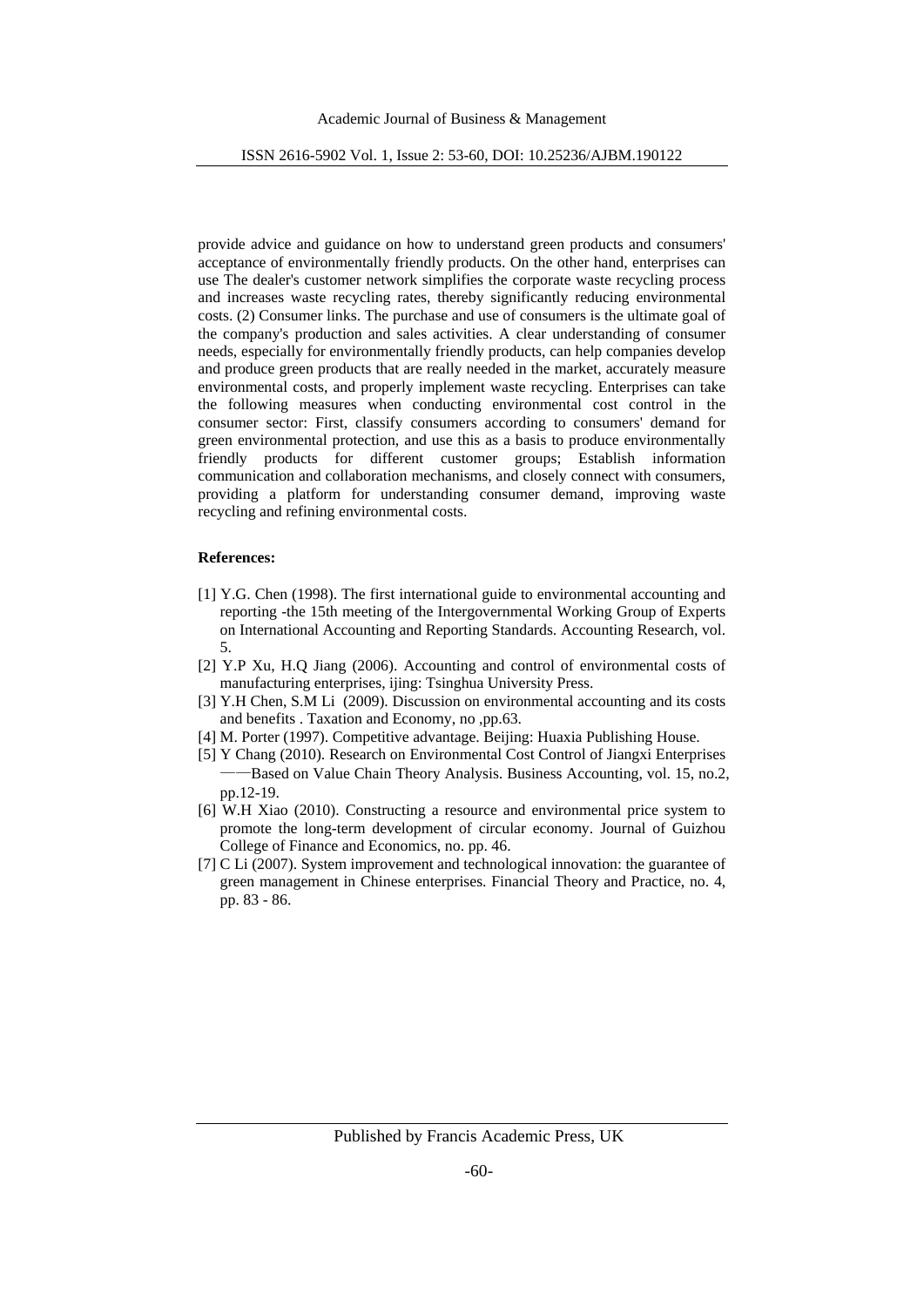provide advice and guidance on how to understand green products and consumers' acceptance of environmentally friendly products. On the other hand, enterprises can use The dealer's customer network simplifies the corporate waste recycling process and increases waste recycling rates, thereby significantly reducing environmental costs. (2) Consumer links. The purchase and use of consumers is the ultimate goal of the company's production and sales activities. A clear understanding of consumer needs, especially for environmentally friendly products, can help companies develop and produce green products that are really needed in the market, accurately measure environmental costs, and properly implement waste recycling. Enterprises can take the following measures when conducting environmental cost control in the consumer sector: First, classify consumers according to consumers' demand for green environmental protection, and use this as a basis to produce environmentally friendly products for different customer groups; Establish information communication and collaboration mechanisms, and closely connect with consumers, providing a platform for understanding consumer demand, improving waste recycling and refining environmental costs.

**References:**

[1] Y.G. Chen (1998). The first international guide to environmental accounting and reporting -the 15th meeting of the Intergovernmental Working Group of Experts on International Accounting and Reporting Standards. Accounting Research, vol. 5.

[2] Y.P Xu, H.Q Jiang (2006). Accounting and control of environmental costs of manufacturing enterprises, ijing: Tsinghua University Press.

[3] Y.H Chen, S.M Li (2009). Discussion on environmental accounting and its costs and benefits . Taxation and Economy, no ,pp.63.

[4] M. Porter (1997). Competitive advantage. Beijing: Huaxia Publishing House.

[5] Y Chang (2010). Research on Environmental Cost Control of Jiangxi Enterprises ——Based on Value Chain Theory Analysis. Business Accounting, vol. 15, no.2, pp.12-19.

[6] W.H Xiao (2010). Constructing a resource and environmental price system to promote the long-term development of circular economy. Journal of Guizhou College of Finance and Economics, no. pp. 46.

[7] C Li (2007). System improvement and technological innovation: the guarantee of green management in Chinese enterprises. Financial Theory and Practice, no. 4, pp. 83 - 86.